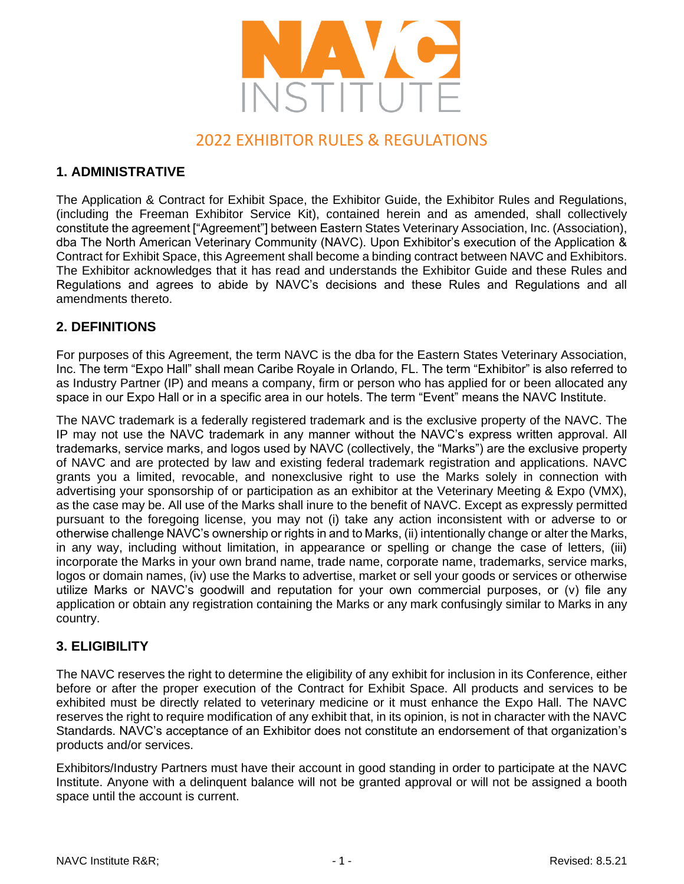NAVC INSTITUTE

# 2022 EXHIBITOR RULES & REGULATIONS

## 1. ADMINISTRATIVE

The Application & Contract for Exhibit Space, the Exhibitor Guide, the Exhibitor Rules and Regulations, (including the Freeman Exhibitor Service Kit), contained herein and as amended, shall collectively constitute the agreement ["Agreement"] between Eastern States Veterinary Association, Inc. (Association), dba The North American Veterinary Community (NAVC). Upon Exhibitor's execution of the Application & Contract for Exhibit Space, this Agreement shall become a binding contract between NAVC and Exhibitors. The Exhibitor acknowledges that it has read and understands the Exhibitor Guide and these Rules and Regulations and agrees to abide by NAVC's decisions and these Rules and Regulations and all amendments thereto.

## 2. DEFINITIONS

For purposes of this Agreement, the term NAVC is the dba for the Eastern States Veterinary Association, Inc. The term "Expo Hall" shall mean Caribe Royale in Orlando, FL. The term "Exhibitor" is also referred to as Industry Partner (IP) and means a company, firm or person who has applied for or been allocated any space in our Expo Hall or in a specific area in our hotels. The term "Event" means the NAVC Institute.

The NAVC trademark is a federally registered trademark and is the exclusive property of the NAVC. The IP may not use the NAVC trademark in any manner without the NAVC's express written approval. All trademarks, service marks, and logos used by NAVC (collectively, the "Marks") are the exclusive property of NAVC and are protected by law and existing federal trademark registration and applications. NAVC grants you a limited, revocable, and nonexclusive right to use the Marks solely in connection with advertising your sponsorship of or participation as an exhibitor at the Veterinary Meeting & Expo (VMX), as the case may be. All use of the Marks shall inure to the benefit of NAVC. Except as expressly permitted pursuant to the foregoing license, you may not (i) take any action inconsistent with or adverse to or otherwise challenge NAVC's ownership or rights in and to Marks, (ii) intentionally change or alter the Marks, in any way, including without limitation, in appearance or spelling or change the case of letters, (iii) incorporate the Marks in your own brand name, trade name, corporate name, trademarks, service marks, logos or domain names, (iv) use the Marks to advertise, market or sell your goods or services or otherwise utilize Marks or NAVC's goodwill and reputation for your own commercial purposes, or (v) file any application or obtain any registration containing the Marks or any mark confusingly similar to Marks in any country.

## 3. ELIGIBILITY

The NAVC reserves the right to determine the eligibility of any exhibit for inclusion in its Conference, either before or after the proper execution of the Contract for Exhibit Space. All products and services to be exhibited must be directly related to veterinary medicine or it must enhance the Expo Hall. The NAVC reserves the right to require modification of any exhibit that, in its opinion, is not in character with the NAVC Standards. NAVC's acceptance of an Exhibitor does not constitute an endorsement of that organization's products and/or services.

Exhibitors/Industry Partners must have their account in good standing in order to participate at the NAVC Institute. Anyone with a delinquent balance will not be granted approval or will not be assigned a booth space until the account is current.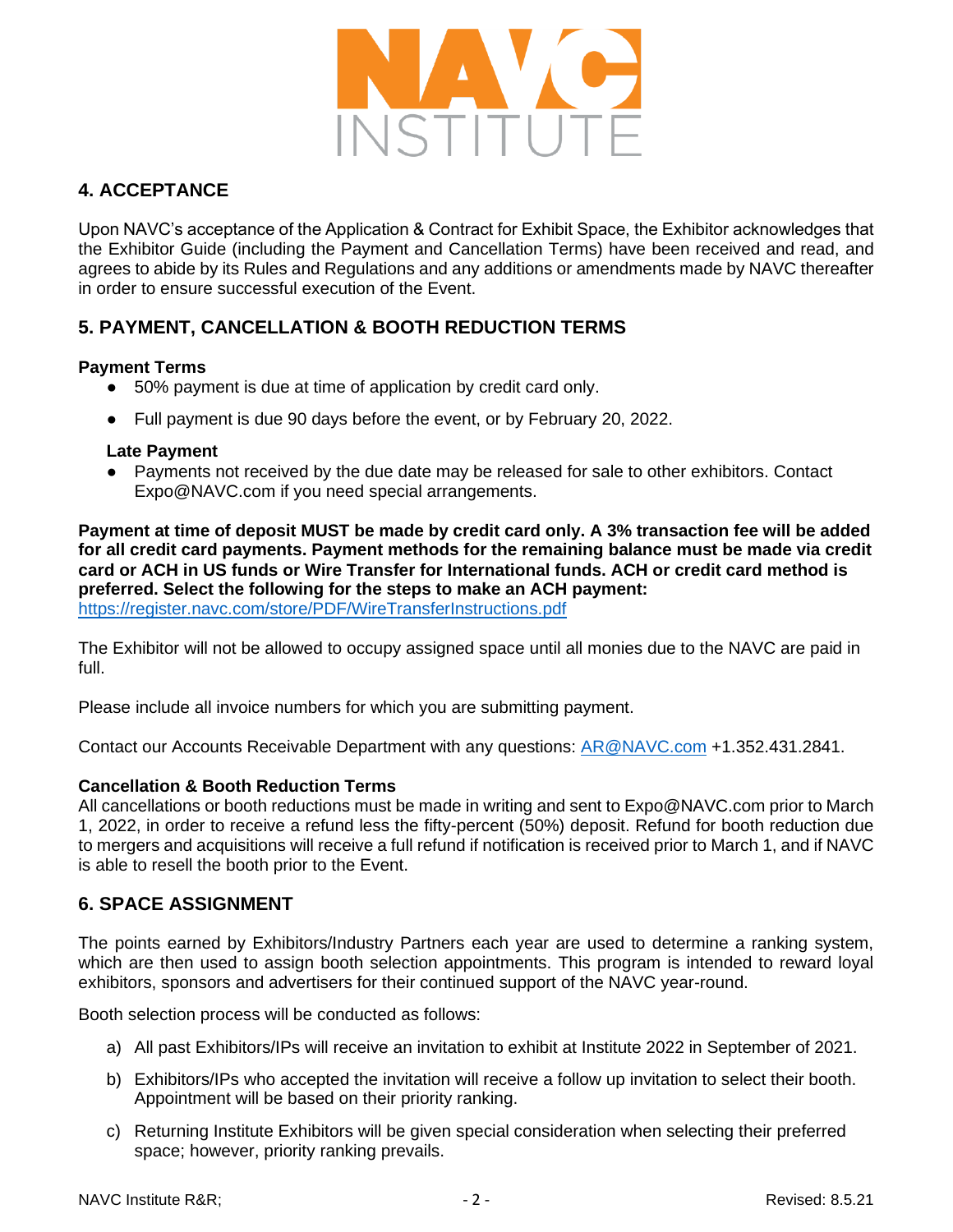## 4. ACCEPTANCE

Upon NAVC's acceptance of the Application & Contract for Exhibit Space, the Exhibitor acknowledges that the Exhibitor Guide (including the Payment and Cancellation Terms) have been received and read, and agrees to abide by its Rules and Regulations and any additions or amendments made by NAVC thereafter in order to ensure successful execution of the Event.

## 5. PAYMENT, CANCELLATION & BOOTH REDUCTION TERMS

**Payment Terms**

- 50% payment is due at time of application by credit card only.
- Full payment is due 90 days before the event, or by February 20, 2022.

**Late Payment**

- Payments not received by the due date may be released for sale to other exhibitors. Contact Expo@NAVC.com if you need special arrangements.

**Payment at time of deposit MUST be made by credit card only. A 3% transaction fee will be added for all credit card payments. Payment methods for the remaining balance must be made via credit card or ACH in US funds or Wire Transfer for International funds. ACH or credit card method is preferred. Select the following for the steps to make an ACH payment:**
https://register.navc.com/store/PDF/WireTransferInstructions.pdf

The Exhibitor will not be allowed to occupy assigned space until all monies due to the NAVC are paid in full.

Please include all invoice numbers for which you are submitting payment.

Contact our Accounts Receivable Department with any questions: AR@NAVC.com +1.352.431.2841.

**Cancellation & Booth Reduction Terms**
All cancellations or booth reductions must be made in writing and sent to Expo@NAVC.com prior to March 1, 2022, in order to receive a refund less the fifty-percent (50%) deposit. Refund for booth reduction due to mergers and acquisitions will receive a full refund if notification is received prior to March 1, and if NAVC is able to resell the booth prior to the Event.

## 6. SPACE ASSIGNMENT

The points earned by Exhibitors/Industry Partners each year are used to determine a ranking system, which are then used to assign booth selection appointments. This program is intended to reward loyal exhibitors, sponsors and advertisers for their continued support of the NAVC year-round.

Booth selection process will be conducted as follows:

a) All past Exhibitors/IPs will receive an invitation to exhibit at Institute 2022 in September of 2021.

b) Exhibitors/IPs who accepted the invitation will receive a follow up invitation to select their booth. Appointment will be based on their priority ranking.

c) Returning Institute Exhibitors will be given special consideration when selecting their preferred space; however, priority ranking prevails.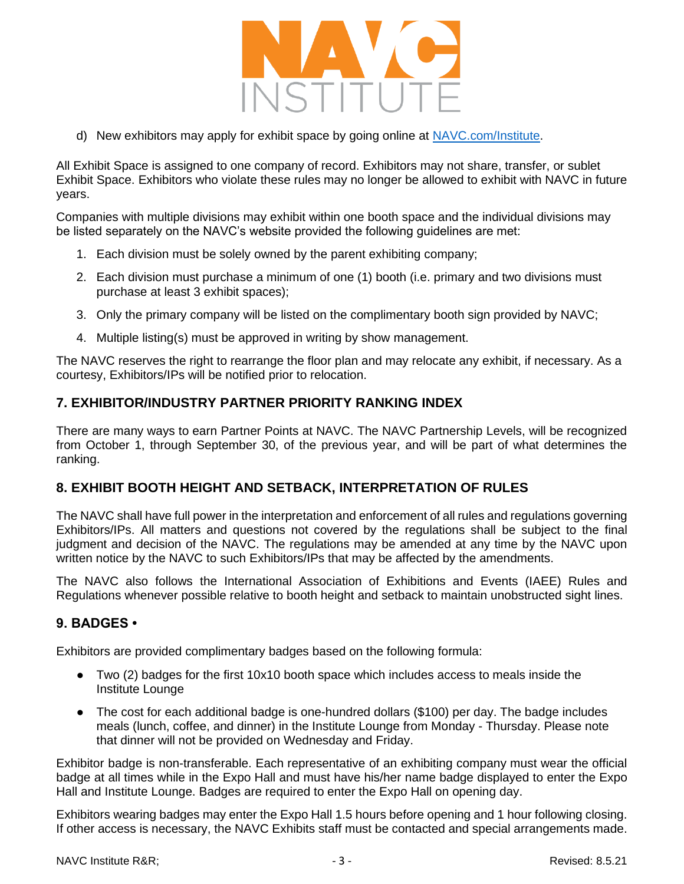d) New exhibitors may apply for exhibit space by going online at [NAVC.com/Institute](NAVC.com/Institute).

All Exhibit Space is assigned to one company of record. Exhibitors may not share, transfer, or sublet Exhibit Space. Exhibitors who violate these rules may no longer be allowed to exhibit with NAVC in future years.

Companies with multiple divisions may exhibit within one booth space and the individual divisions may be listed separately on the NAVC's website provided the following guidelines are met:

1. Each division must be solely owned by the parent exhibiting company;
2. Each division must purchase a minimum of one (1) booth (i.e. primary and two divisions must purchase at least 3 exhibit spaces);
3. Only the primary company will be listed on the complimentary booth sign provided by NAVC;
4. Multiple listing(s) must be approved in writing by show management.

The NAVC reserves the right to rearrange the floor plan and may relocate any exhibit, if necessary. As a courtesy, Exhibitors/IPs will be notified prior to relocation.

## 7. EXHIBITOR/INDUSTRY PARTNER PRIORITY RANKING INDEX

There are many ways to earn Partner Points at NAVC. The NAVC Partnership Levels, will be recognized from October 1, through September 30, of the previous year, and will be part of what determines the ranking.

## 8. EXHIBIT BOOTH HEIGHT AND SETBACK, INTERPRETATION OF RULES

The NAVC shall have full power in the interpretation and enforcement of all rules and regulations governing Exhibitors/IPs. All matters and questions not covered by the regulations shall be subject to the final judgment and decision of the NAVC. The regulations may be amended at any time by the NAVC upon written notice by the NAVC to such Exhibitors/IPs that may be affected by the amendments.

The NAVC also follows the International Association of Exhibitions and Events (IAEE) Rules and Regulations whenever possible relative to booth height and setback to maintain unobstructed sight lines.

## 9. BADGES •

Exhibitors are provided complimentary badges based on the following formula:

- Two (2) badges for the first 10x10 booth space which includes access to meals inside the Institute Lounge
- The cost for each additional badge is one-hundred dollars ($100) per day. The badge includes meals (lunch, coffee, and dinner) in the Institute Lounge from Monday - Thursday. Please note that dinner will not be provided on Wednesday and Friday.

Exhibitor badge is non-transferable. Each representative of an exhibiting company must wear the official badge at all times while in the Expo Hall and must have his/her name badge displayed to enter the Expo Hall and Institute Lounge. Badges are required to enter the Expo Hall on opening day.

Exhibitors wearing badges may enter the Expo Hall 1.5 hours before opening and 1 hour following closing. If other access is necessary, the NAVC Exhibits staff must be contacted and special arrangements made.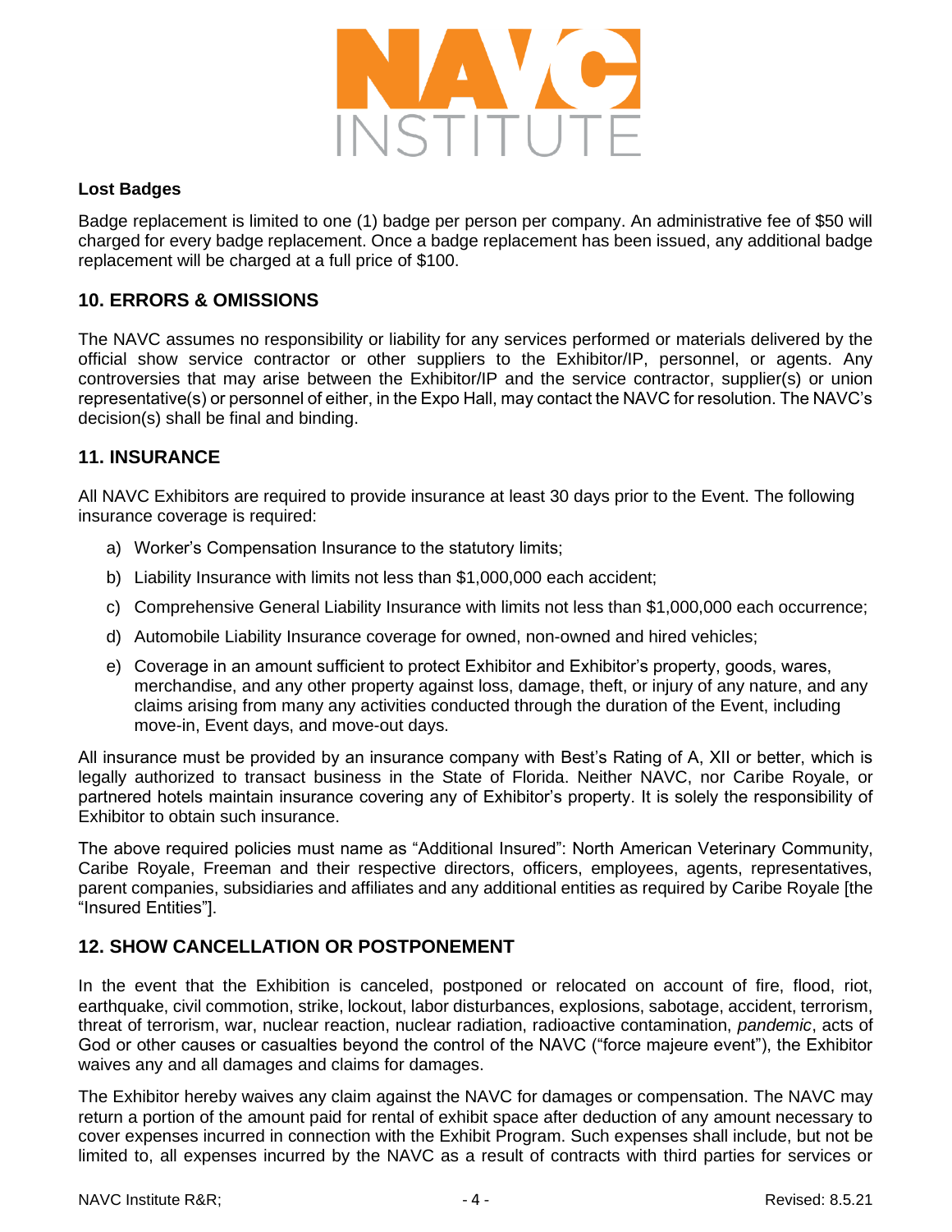**Lost Badges**

Badge replacement is limited to one (1) badge per person per company. An administrative fee of $50 will charged for every badge replacement. Once a badge replacement has been issued, any additional badge replacement will be charged at a full price of $100.

## 10. ERRORS & OMISSIONS

The NAVC assumes no responsibility or liability for any services performed or materials delivered by the official show service contractor or other suppliers to the Exhibitor/IP, personnel, or agents. Any controversies that may arise between the Exhibitor/IP and the service contractor, supplier(s) or union representative(s) or personnel of either, in the Expo Hall, may contact the NAVC for resolution. The NAVC's decision(s) shall be final and binding.

## 11. INSURANCE

All NAVC Exhibitors are required to provide insurance at least 30 days prior to the Event. The following insurance coverage is required:

a) Worker's Compensation Insurance to the statutory limits;

b) Liability Insurance with limits not less than $1,000,000 each accident;

c) Comprehensive General Liability Insurance with limits not less than $1,000,000 each occurrence;

d) Automobile Liability Insurance coverage for owned, non-owned and hired vehicles;

e) Coverage in an amount sufficient to protect Exhibitor and Exhibitor's property, goods, wares, merchandise, and any other property against loss, damage, theft, or injury of any nature, and any claims arising from many any activities conducted through the duration of the Event, including move-in, Event days, and move-out days.

All insurance must be provided by an insurance company with Best's Rating of A, XII or better, which is legally authorized to transact business in the State of Florida. Neither NAVC, nor Caribe Royale, or partnered hotels maintain insurance covering any of Exhibitor's property. It is solely the responsibility of Exhibitor to obtain such insurance.

The above required policies must name as "Additional Insured": North American Veterinary Community, Caribe Royale, Freeman and their respective directors, officers, employees, agents, representatives, parent companies, subsidiaries and affiliates and any additional entities as required by Caribe Royale [the "Insured Entities"].

## 12. SHOW CANCELLATION OR POSTPONEMENT

In the event that the Exhibition is canceled, postponed or relocated on account of fire, flood, riot, earthquake, civil commotion, strike, lockout, labor disturbances, explosions, sabotage, accident, terrorism, threat of terrorism, war, nuclear reaction, nuclear radiation, radioactive contamination, *pandemic*, acts of God or other causes or casualties beyond the control of the NAVC ("force majeure event"), the Exhibitor waives any and all damages and claims for damages.

The Exhibitor hereby waives any claim against the NAVC for damages or compensation. The NAVC may return a portion of the amount paid for rental of exhibit space after deduction of any amount necessary to cover expenses incurred in connection with the Exhibit Program. Such expenses shall include, but not be limited to, all expenses incurred by the NAVC as a result of contracts with third parties for services or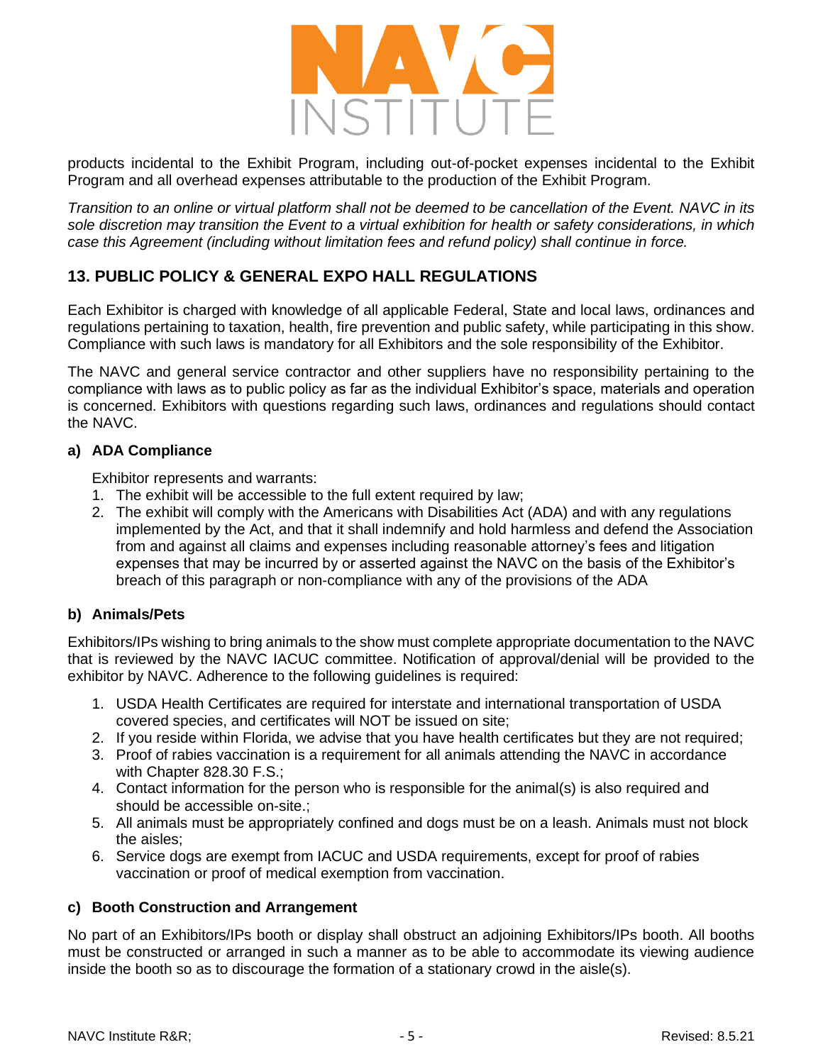products incidental to the Exhibit Program, including out-of-pocket expenses incidental to the Exhibit Program and all overhead expenses attributable to the production of the Exhibit Program.

*Transition to an online or virtual platform shall not be deemed to be cancellation of the Event. NAVC in its sole discretion may transition the Event to a virtual exhibition for health or safety considerations, in which case this Agreement (including without limitation fees and refund policy) shall continue in force.*

## 13. PUBLIC POLICY & GENERAL EXPO HALL REGULATIONS

Each Exhibitor is charged with knowledge of all applicable Federal, State and local laws, ordinances and regulations pertaining to taxation, health, fire prevention and public safety, while participating in this show. Compliance with such laws is mandatory for all Exhibitors and the sole responsibility of the Exhibitor.

The NAVC and general service contractor and other suppliers have no responsibility pertaining to the compliance with laws as to public policy as far as the individual Exhibitor's space, materials and operation is concerned. Exhibitors with questions regarding such laws, ordinances and regulations should contact the NAVC.

### a) ADA Compliance

Exhibitor represents and warrants:

1. The exhibit will be accessible to the full extent required by law;
2. The exhibit will comply with the Americans with Disabilities Act (ADA) and with any regulations implemented by the Act, and that it shall indemnify and hold harmless and defend the Association from and against all claims and expenses including reasonable attorney's fees and litigation expenses that may be incurred by or asserted against the NAVC on the basis of the Exhibitor's breach of this paragraph or non-compliance with any of the provisions of the ADA

### b) Animals/Pets

Exhibitors/IPs wishing to bring animals to the show must complete appropriate documentation to the NAVC that is reviewed by the NAVC IACUC committee. Notification of approval/denial will be provided to the exhibitor by NAVC. Adherence to the following guidelines is required:

1. USDA Health Certificates are required for interstate and international transportation of USDA covered species, and certificates will NOT be issued on site;
2. If you reside within Florida, we advise that you have health certificates but they are not required;
3. Proof of rabies vaccination is a requirement for all animals attending the NAVC in accordance with Chapter 828.30 F.S.;
4. Contact information for the person who is responsible for the animal(s) is also required and should be accessible on-site.;
5. All animals must be appropriately confined and dogs must be on a leash. Animals must not block the aisles;
6. Service dogs are exempt from IACUC and USDA requirements, except for proof of rabies vaccination or proof of medical exemption from vaccination.

### c) Booth Construction and Arrangement

No part of an Exhibitors/IPs booth or display shall obstruct an adjoining Exhibitors/IPs booth. All booths must be constructed or arranged in such a manner as to be able to accommodate its viewing audience inside the booth so as to discourage the formation of a stationary crowd in the aisle(s).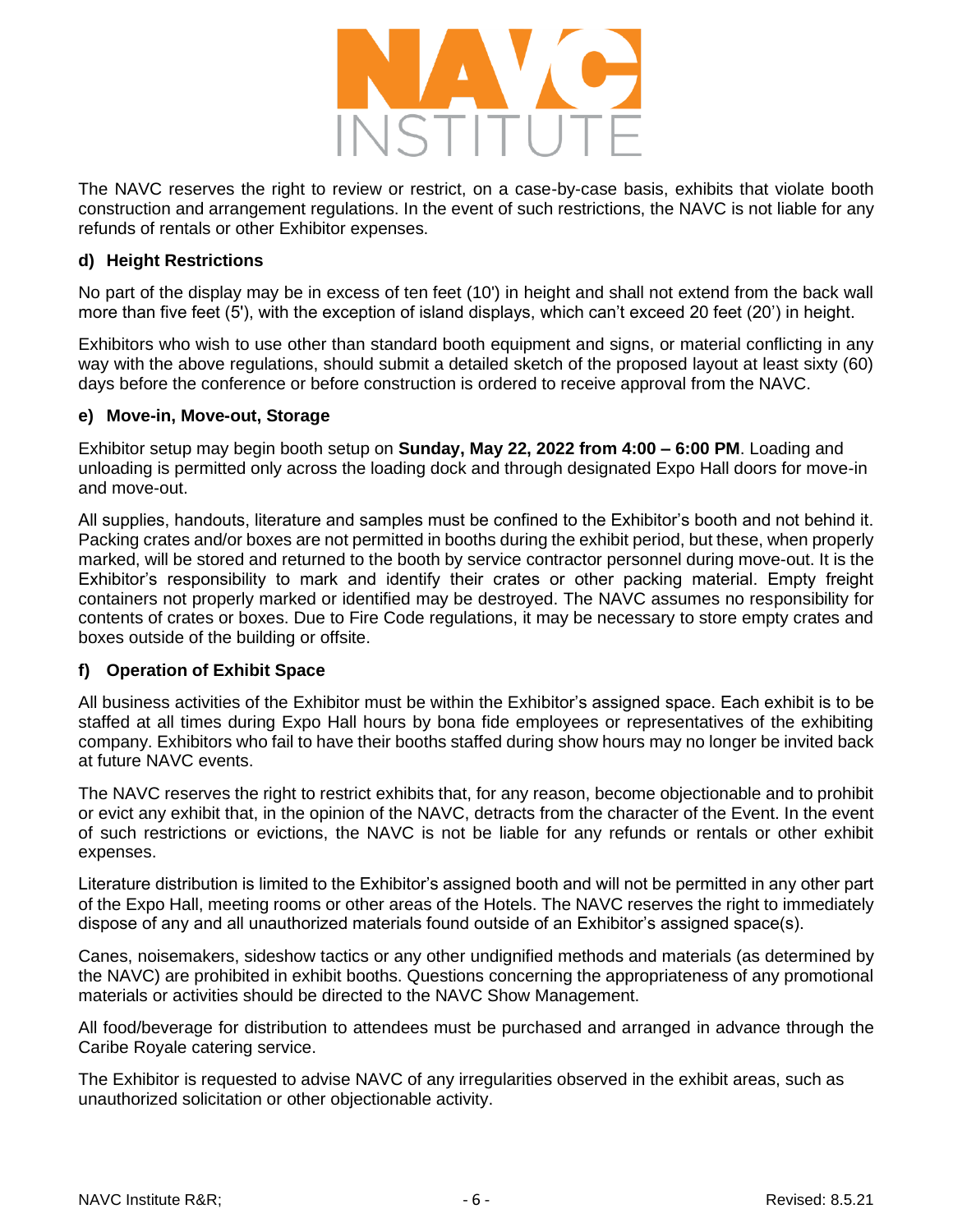The NAVC reserves the right to review or restrict, on a case-by-case basis, exhibits that violate booth construction and arrangement regulations. In the event of such restrictions, the NAVC is not liable for any refunds of rentals or other Exhibitor expenses.

### d) Height Restrictions

No part of the display may be in excess of ten feet (10') in height and shall not extend from the back wall more than five feet (5'), with the exception of island displays, which can't exceed 20 feet (20') in height.

Exhibitors who wish to use other than standard booth equipment and signs, or material conflicting in any way with the above regulations, should submit a detailed sketch of the proposed layout at least sixty (60) days before the conference or before construction is ordered to receive approval from the NAVC.

### e) Move-in, Move-out, Storage

Exhibitor setup may begin booth setup on **Sunday, May 22, 2022 from 4:00 – 6:00 PM**. Loading and unloading is permitted only across the loading dock and through designated Expo Hall doors for move-in and move-out.

All supplies, handouts, literature and samples must be confined to the Exhibitor's booth and not behind it. Packing crates and/or boxes are not permitted in booths during the exhibit period, but these, when properly marked, will be stored and returned to the booth by service contractor personnel during move-out. It is the Exhibitor's responsibility to mark and identify their crates or other packing material. Empty freight containers not properly marked or identified may be destroyed. The NAVC assumes no responsibility for contents of crates or boxes. Due to Fire Code regulations, it may be necessary to store empty crates and boxes outside of the building or offsite.

### f) Operation of Exhibit Space

All business activities of the Exhibitor must be within the Exhibitor's assigned space. Each exhibit is to be staffed at all times during Expo Hall hours by bona fide employees or representatives of the exhibiting company. Exhibitors who fail to have their booths staffed during show hours may no longer be invited back at future NAVC events.

The NAVC reserves the right to restrict exhibits that, for any reason, become objectionable and to prohibit or evict any exhibit that, in the opinion of the NAVC, detracts from the character of the Event. In the event of such restrictions or evictions, the NAVC is not be liable for any refunds or rentals or other exhibit expenses.

Literature distribution is limited to the Exhibitor's assigned booth and will not be permitted in any other part of the Expo Hall, meeting rooms or other areas of the Hotels. The NAVC reserves the right to immediately dispose of any and all unauthorized materials found outside of an Exhibitor's assigned space(s).

Canes, noisemakers, sideshow tactics or any other undignified methods and materials (as determined by the NAVC) are prohibited in exhibit booths. Questions concerning the appropriateness of any promotional materials or activities should be directed to the NAVC Show Management.

All food/beverage for distribution to attendees must be purchased and arranged in advance through the Caribe Royale catering service.

The Exhibitor is requested to advise NAVC of any irregularities observed in the exhibit areas, such as unauthorized solicitation or other objectionable activity.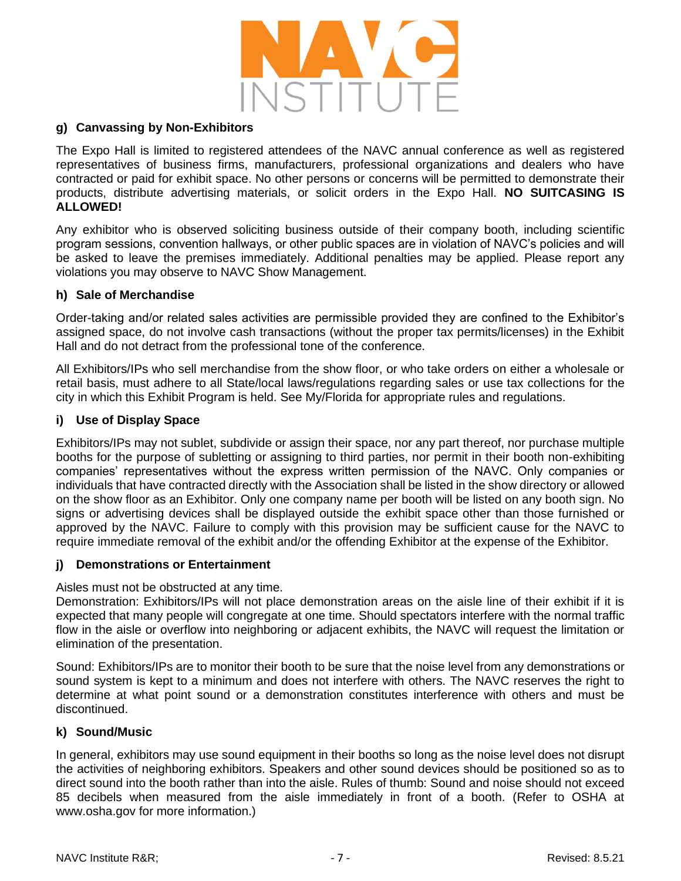### g) Canvassing by Non-Exhibitors

The Expo Hall is limited to registered attendees of the NAVC annual conference as well as registered representatives of business firms, manufacturers, professional organizations and dealers who have contracted or paid for exhibit space. No other persons or concerns will be permitted to demonstrate their products, distribute advertising materials, or solicit orders in the Expo Hall. **NO SUITCASING IS ALLOWED!**

Any exhibitor who is observed soliciting business outside of their company booth, including scientific program sessions, convention hallways, or other public spaces are in violation of NAVC's policies and will be asked to leave the premises immediately. Additional penalties may be applied. Please report any violations you may observe to NAVC Show Management.

### h) Sale of Merchandise

Order-taking and/or related sales activities are permissible provided they are confined to the Exhibitor's assigned space, do not involve cash transactions (without the proper tax permits/licenses) in the Exhibit Hall and do not detract from the professional tone of the conference.

All Exhibitors/IPs who sell merchandise from the show floor, or who take orders on either a wholesale or retail basis, must adhere to all State/local laws/regulations regarding sales or use tax collections for the city in which this Exhibit Program is held. See My/Florida for appropriate rules and regulations.

### i) Use of Display Space

Exhibitors/IPs may not sublet, subdivide or assign their space, nor any part thereof, nor purchase multiple booths for the purpose of subletting or assigning to third parties, nor permit in their booth non-exhibiting companies' representatives without the express written permission of the NAVC. Only companies or individuals that have contracted directly with the Association shall be listed in the show directory or allowed on the show floor as an Exhibitor. Only one company name per booth will be listed on any booth sign. No signs or advertising devices shall be displayed outside the exhibit space other than those furnished or approved by the NAVC. Failure to comply with this provision may be sufficient cause for the NAVC to require immediate removal of the exhibit and/or the offending Exhibitor at the expense of the Exhibitor.

### j) Demonstrations or Entertainment

Aisles must not be obstructed at any time.
Demonstration: Exhibitors/IPs will not place demonstration areas on the aisle line of their exhibit if it is expected that many people will congregate at one time. Should spectators interfere with the normal traffic flow in the aisle or overflow into neighboring or adjacent exhibits, the NAVC will request the limitation or elimination of the presentation.

Sound: Exhibitors/IPs are to monitor their booth to be sure that the noise level from any demonstrations or sound system is kept to a minimum and does not interfere with others. The NAVC reserves the right to determine at what point sound or a demonstration constitutes interference with others and must be discontinued.

### k) Sound/Music

In general, exhibitors may use sound equipment in their booths so long as the noise level does not disrupt the activities of neighboring exhibitors. Speakers and other sound devices should be positioned so as to direct sound into the booth rather than into the aisle. Rules of thumb: Sound and noise should not exceed 85 decibels when measured from the aisle immediately in front of a booth. (Refer to OSHA at www.osha.gov for more information.)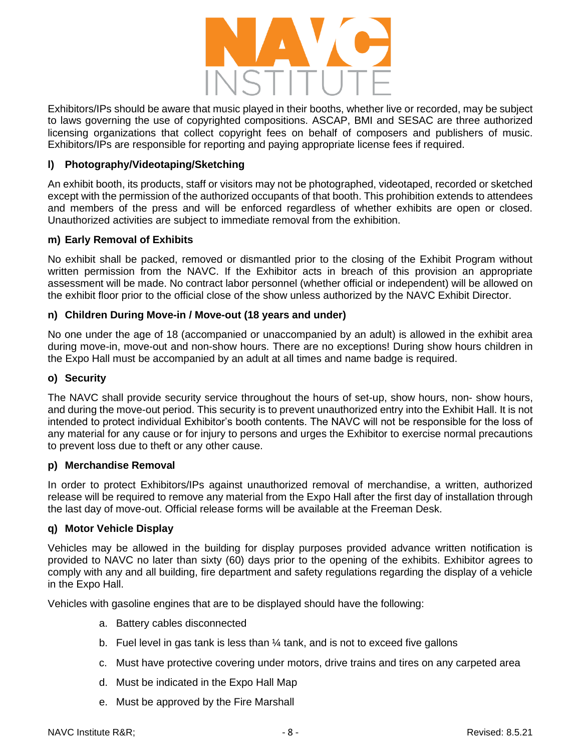Exhibitors/IPs should be aware that music played in their booths, whether live or recorded, may be subject to laws governing the use of copyrighted compositions. ASCAP, BMI and SESAC are three authorized licensing organizations that collect copyright fees on behalf of composers and publishers of music. Exhibitors/IPs are responsible for reporting and paying appropriate license fees if required.

### l) Photography/Videotaping/Sketching

An exhibit booth, its products, staff or visitors may not be photographed, videotaped, recorded or sketched except with the permission of the authorized occupants of that booth. This prohibition extends to attendees and members of the press and will be enforced regardless of whether exhibits are open or closed. Unauthorized activities are subject to immediate removal from the exhibition.

### m) Early Removal of Exhibits

No exhibit shall be packed, removed or dismantled prior to the closing of the Exhibit Program without written permission from the NAVC. If the Exhibitor acts in breach of this provision an appropriate assessment will be made. No contract labor personnel (whether official or independent) will be allowed on the exhibit floor prior to the official close of the show unless authorized by the NAVC Exhibit Director.

### n) Children During Move-in / Move-out (18 years and under)

No one under the age of 18 (accompanied or unaccompanied by an adult) is allowed in the exhibit area during move-in, move-out and non-show hours. There are no exceptions! During show hours children in the Expo Hall must be accompanied by an adult at all times and name badge is required.

### o) Security

The NAVC shall provide security service throughout the hours of set-up, show hours, non- show hours, and during the move-out period. This security is to prevent unauthorized entry into the Exhibit Hall. It is not intended to protect individual Exhibitor's booth contents. The NAVC will not be responsible for the loss of any material for any cause or for injury to persons and urges the Exhibitor to exercise normal precautions to prevent loss due to theft or any other cause.

### p) Merchandise Removal

In order to protect Exhibitors/IPs against unauthorized removal of merchandise, a written, authorized release will be required to remove any material from the Expo Hall after the first day of installation through the last day of move-out. Official release forms will be available at the Freeman Desk.

### q) Motor Vehicle Display

Vehicles may be allowed in the building for display purposes provided advance written notification is provided to NAVC no later than sixty (60) days prior to the opening of the exhibits. Exhibitor agrees to comply with any and all building, fire department and safety regulations regarding the display of a vehicle in the Expo Hall.

Vehicles with gasoline engines that are to be displayed should have the following:

a. Battery cables disconnected
b. Fuel level in gas tank is less than ¼ tank, and is not to exceed five gallons
c. Must have protective covering under motors, drive trains and tires on any carpeted area
d. Must be indicated in the Expo Hall Map
e. Must be approved by the Fire Marshall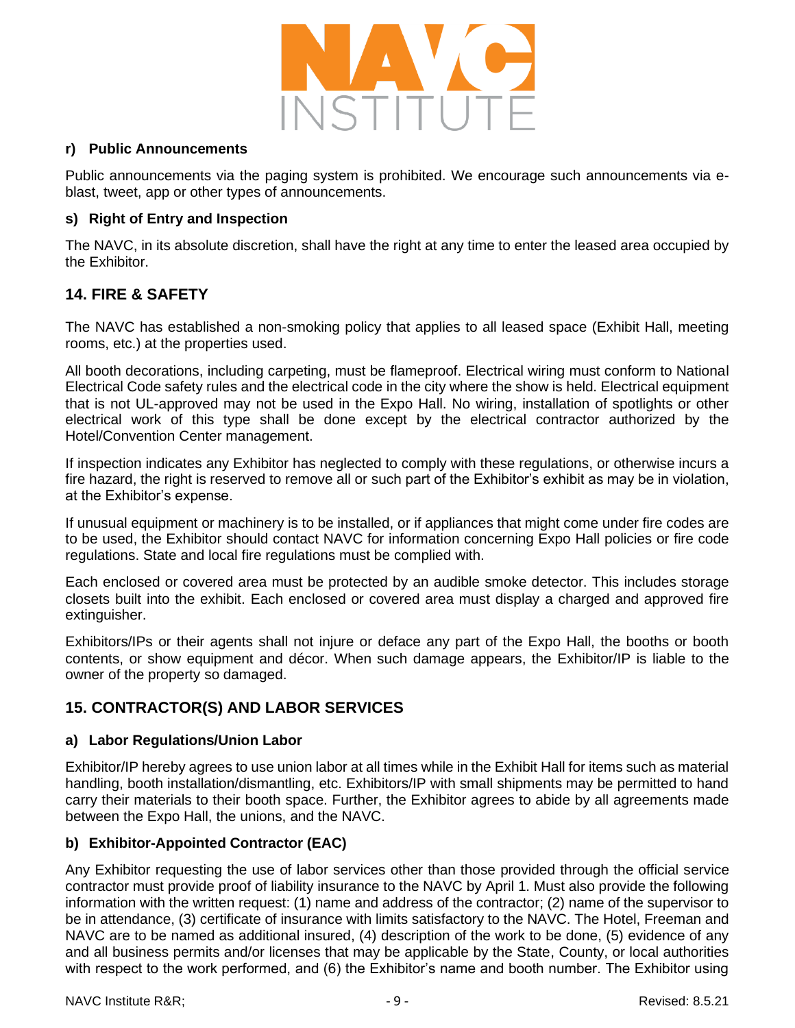**r) Public Announcements**

Public announcements via the paging system is prohibited. We encourage such announcements via e-blast, tweet, app or other types of announcements.

**s) Right of Entry and Inspection**

The NAVC, in its absolute discretion, shall have the right at any time to enter the leased area occupied by the Exhibitor.

## 14. FIRE & SAFETY

The NAVC has established a non-smoking policy that applies to all leased space (Exhibit Hall, meeting rooms, etc.) at the properties used.

All booth decorations, including carpeting, must be flameproof. Electrical wiring must conform to National Electrical Code safety rules and the electrical code in the city where the show is held. Electrical equipment that is not UL-approved may not be used in the Expo Hall. No wiring, installation of spotlights or other electrical work of this type shall be done except by the electrical contractor authorized by the Hotel/Convention Center management.

If inspection indicates any Exhibitor has neglected to comply with these regulations, or otherwise incurs a fire hazard, the right is reserved to remove all or such part of the Exhibitor's exhibit as may be in violation, at the Exhibitor's expense.

If unusual equipment or machinery is to be installed, or if appliances that might come under fire codes are to be used, the Exhibitor should contact NAVC for information concerning Expo Hall policies or fire code regulations. State and local fire regulations must be complied with.

Each enclosed or covered area must be protected by an audible smoke detector. This includes storage closets built into the exhibit. Each enclosed or covered area must display a charged and approved fire extinguisher.

Exhibitors/IPs or their agents shall not injure or deface any part of the Expo Hall, the booths or booth contents, or show equipment and décor. When such damage appears, the Exhibitor/IP is liable to the owner of the property so damaged.

## 15. CONTRACTOR(S) AND LABOR SERVICES

**a) Labor Regulations/Union Labor**

Exhibitor/IP hereby agrees to use union labor at all times while in the Exhibit Hall for items such as material handling, booth installation/dismantling, etc. Exhibitors/IP with small shipments may be permitted to hand carry their materials to their booth space. Further, the Exhibitor agrees to abide by all agreements made between the Expo Hall, the unions, and the NAVC.

**b) Exhibitor-Appointed Contractor (EAC)**

Any Exhibitor requesting the use of labor services other than those provided through the official service contractor must provide proof of liability insurance to the NAVC by April 1. Must also provide the following information with the written request: (1) name and address of the contractor; (2) name of the supervisor to be in attendance, (3) certificate of insurance with limits satisfactory to the NAVC. The Hotel, Freeman and NAVC are to be named as additional insured, (4) description of the work to be done, (5) evidence of any and all business permits and/or licenses that may be applicable by the State, County, or local authorities with respect to the work performed, and (6) the Exhibitor's name and booth number. The Exhibitor using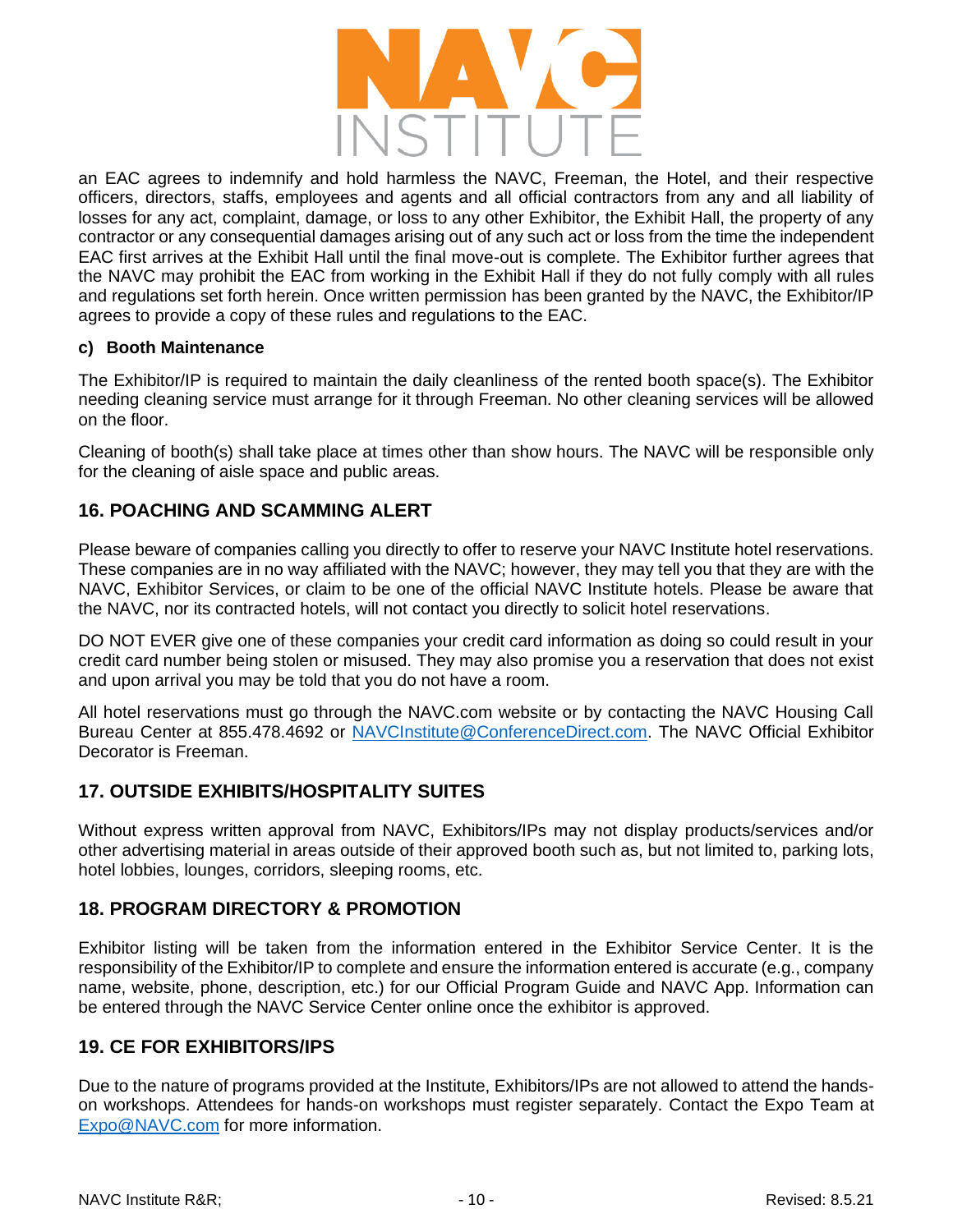an EAC agrees to indemnify and hold harmless the NAVC, Freeman, the Hotel, and their respective officers, directors, staffs, employees and agents and all official contractors from any and all liability of losses for any act, complaint, damage, or loss to any other Exhibitor, the Exhibit Hall, the property of any contractor or any consequential damages arising out of any such act or loss from the time the independent EAC first arrives at the Exhibit Hall until the final move-out is complete. The Exhibitor further agrees that the NAVC may prohibit the EAC from working in the Exhibit Hall if they do not fully comply with all rules and regulations set forth herein. Once written permission has been granted by the NAVC, the Exhibitor/IP agrees to provide a copy of these rules and regulations to the EAC.

**c) Booth Maintenance**

The Exhibitor/IP is required to maintain the daily cleanliness of the rented booth space(s). The Exhibitor needing cleaning service must arrange for it through Freeman. No other cleaning services will be allowed on the floor.

Cleaning of booth(s) shall take place at times other than show hours. The NAVC will be responsible only for the cleaning of aisle space and public areas.

## 16. POACHING AND SCAMMING ALERT

Please beware of companies calling you directly to offer to reserve your NAVC Institute hotel reservations. These companies are in no way affiliated with the NAVC; however, they may tell you that they are with the NAVC, Exhibitor Services, or claim to be one of the official NAVC Institute hotels. Please be aware that the NAVC, nor its contracted hotels, will not contact you directly to solicit hotel reservations.

DO NOT EVER give one of these companies your credit card information as doing so could result in your credit card number being stolen or misused. They may also promise you a reservation that does not exist and upon arrival you may be told that you do not have a room.

All hotel reservations must go through the NAVC.com website or by contacting the NAVC Housing Call Bureau Center at 855.478.4692 or NAVCInstitute@ConferenceDirect.com. The NAVC Official Exhibitor Decorator is Freeman.

## 17. OUTSIDE EXHIBITS/HOSPITALITY SUITES

Without express written approval from NAVC, Exhibitors/IPs may not display products/services and/or other advertising material in areas outside of their approved booth such as, but not limited to, parking lots, hotel lobbies, lounges, corridors, sleeping rooms, etc.

## 18. PROGRAM DIRECTORY & PROMOTION

Exhibitor listing will be taken from the information entered in the Exhibitor Service Center. It is the responsibility of the Exhibitor/IP to complete and ensure the information entered is accurate (e.g., company name, website, phone, description, etc.) for our Official Program Guide and NAVC App. Information can be entered through the NAVC Service Center online once the exhibitor is approved.

## 19. CE FOR EXHIBITORS/IPS

Due to the nature of programs provided at the Institute, Exhibitors/IPs are not allowed to attend the hands-on workshops. Attendees for hands-on workshops must register separately. Contact the Expo Team at Expo@NAVC.com for more information.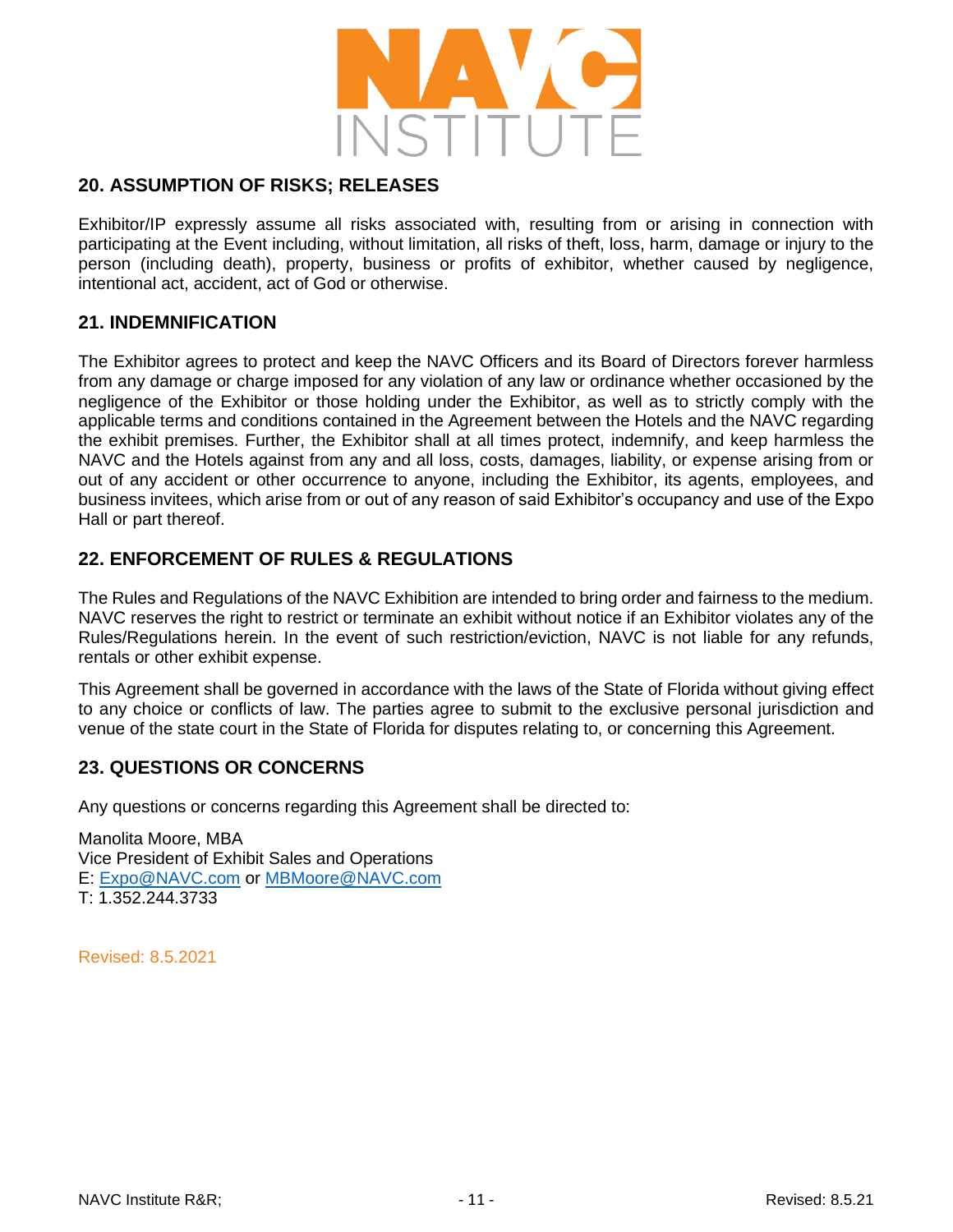## 20. ASSUMPTION OF RISKS; RELEASES

Exhibitor/IP expressly assume all risks associated with, resulting from or arising in connection with participating at the Event including, without limitation, all risks of theft, loss, harm, damage or injury to the person (including death), property, business or profits of exhibitor, whether caused by negligence, intentional act, accident, act of God or otherwise.

## 21. INDEMNIFICATION

The Exhibitor agrees to protect and keep the NAVC Officers and its Board of Directors forever harmless from any damage or charge imposed for any violation of any law or ordinance whether occasioned by the negligence of the Exhibitor or those holding under the Exhibitor, as well as to strictly comply with the applicable terms and conditions contained in the Agreement between the Hotels and the NAVC regarding the exhibit premises. Further, the Exhibitor shall at all times protect, indemnify, and keep harmless the NAVC and the Hotels against from any and all loss, costs, damages, liability, or expense arising from or out of any accident or other occurrence to anyone, including the Exhibitor, its agents, employees, and business invitees, which arise from or out of any reason of said Exhibitor's occupancy and use of the Expo Hall or part thereof.

## 22. ENFORCEMENT OF RULES & REGULATIONS

The Rules and Regulations of the NAVC Exhibition are intended to bring order and fairness to the medium. NAVC reserves the right to restrict or terminate an exhibit without notice if an Exhibitor violates any of the Rules/Regulations herein. In the event of such restriction/eviction, NAVC is not liable for any refunds, rentals or other exhibit expense.

This Agreement shall be governed in accordance with the laws of the State of Florida without giving effect to any choice or conflicts of law. The parties agree to submit to the exclusive personal jurisdiction and venue of the state court in the State of Florida for disputes relating to, or concerning this Agreement.

## 23. QUESTIONS OR CONCERNS

Any questions or concerns regarding this Agreement shall be directed to:

Manolita Moore, MBA
Vice President of Exhibit Sales and Operations
E: Expo@NAVC.com or MBMoore@NAVC.com
T: 1.352.244.3733

Revised: 8.5.2021